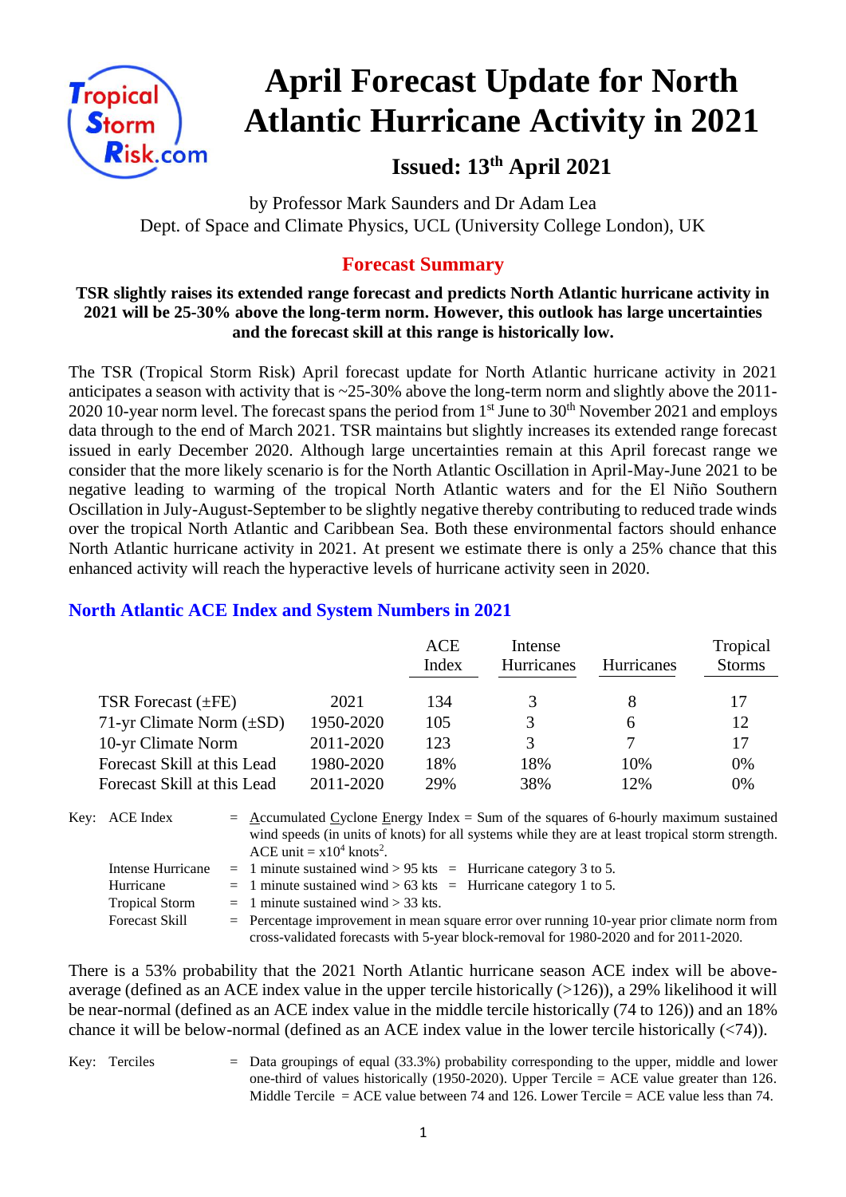# April Forecast Update for North Atlantic Hurricane Activity in 2021

## Issued: 13th April 2021

by Professor Mark Saunders and Dr Adam Lea
Dept. of Space and Climate Physics, UCL (University College London), UK

## Forecast Summary

**TSR slightly raises its extended range forecast and predicts North Atlantic hurricane activity in 2021 will be 25-30% above the long-term norm. However, this outlook has large uncertainties and the forecast skill at this range is historically low.**

The TSR (Tropical Storm Risk) April forecast update for North Atlantic hurricane activity in 2021 anticipates a season with activity that is ~25-30% above the long-term norm and slightly above the 2011-2020 10-year norm level. The forecast spans the period from 1st June to 30th November 2021 and employs data through to the end of March 2021. TSR maintains but slightly increases its extended range forecast issued in early December 2020. Although large uncertainties remain at this April forecast range we consider that the more likely scenario is for the North Atlantic Oscillation in April-May-June 2021 to be negative leading to warming of the tropical North Atlantic waters and for the El Niño Southern Oscillation in July-August-September to be slightly negative thereby contributing to reduced trade winds over the tropical North Atlantic and Caribbean Sea. Both these environmental factors should enhance North Atlantic hurricane activity in 2021. At present we estimate there is only a 25% chance that this enhanced activity will reach the hyperactive levels of hurricane activity seen in 2020.

### North Atlantic ACE Index and System Numbers in 2021

| | | ACE Index | Intense Hurricanes | Hurricanes | Tropical Storms |
|---|---|---|---|---|---|
| TSR Forecast (±FE) | 2021 | 134 | 3 | 8 | 17 |
| 71-yr Climate Norm (±SD) | 1950-2020 | 105 | 3 | 6 | 12 |
| 10-yr Climate Norm | 2011-2020 | 123 | 3 | 7 | 17 |
| Forecast Skill at this Lead | 1980-2020 | 18% | 18% | 10% | 0% |
| Forecast Skill at this Lead | 2011-2020 | 29% | 38% | 12% | 0% |

Key:
- ACE Index = Accumulated Cyclone Energy Index = Sum of the squares of 6-hourly maximum sustained wind speeds (in units of knots) for all systems while they are at least tropical storm strength. ACE unit = $x10^4$ knots$^2$.
- Intense Hurricane = 1 minute sustained wind > 95 kts = Hurricane category 3 to 5.
- Hurricane = 1 minute sustained wind > 63 kts = Hurricane category 1 to 5.
- Tropical Storm = 1 minute sustained wind > 33 kts.
- Forecast Skill = Percentage improvement in mean square error over running 10-year prior climate norm from cross-validated forecasts with 5-year block-removal for 1980-2020 and for 2011-2020.

There is a 53% probability that the 2021 North Atlantic hurricane season ACE index will be above-average (defined as an ACE index value in the upper tercile historically (>126)), a 29% likelihood it will be near-normal (defined as an ACE index value in the middle tercile historically (74 to 126)) and an 18% chance it will be below-normal (defined as an ACE index value in the lower tercile historically (<74)).

Key:
- Terciles = Data groupings of equal (33.3%) probability corresponding to the upper, middle and lower one-third of values historically (1950-2020). Upper Tercile = ACE value greater than 126. Middle Tercile = ACE value between 74 and 126. Lower Tercile = ACE value less than 74.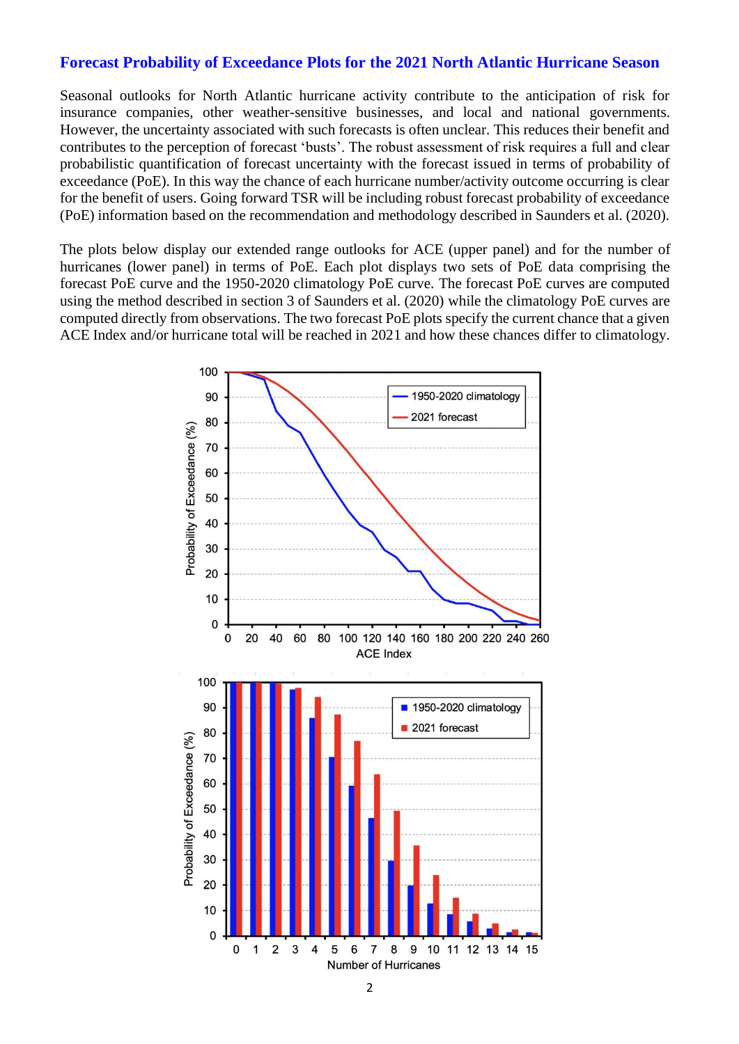## Forecast Probability of Exceedance Plots for the 2021 North Atlantic Hurricane Season

Seasonal outlooks for North Atlantic hurricane activity contribute to the anticipation of risk for insurance companies, other weather-sensitive businesses, and local and national governments. However, the uncertainty associated with such forecasts is often unclear. This reduces their benefit and contributes to the perception of forecast 'busts'. The robust assessment of risk requires a full and clear probabilistic quantification of forecast uncertainty with the forecast issued in terms of probability of exceedance (PoE). In this way the chance of each hurricane number/activity outcome occurring is clear for the benefit of users. Going forward TSR will be including robust forecast probability of exceedance (PoE) information based on the recommendation and methodology described in Saunders et al. (2020).

The plots below display our extended range outlooks for ACE (upper panel) and for the number of hurricanes (lower panel) in terms of PoE. Each plot displays two sets of PoE data comprising the forecast PoE curve and the 1950-2020 climatology PoE curve. The forecast PoE curves are computed using the method described in section 3 of Saunders et al. (2020) while the climatology PoE curves are computed directly from observations. The two forecast PoE plots specify the current chance that a given ACE Index and/or hurricane total will be reached in 2021 and how these chances differ to climatology.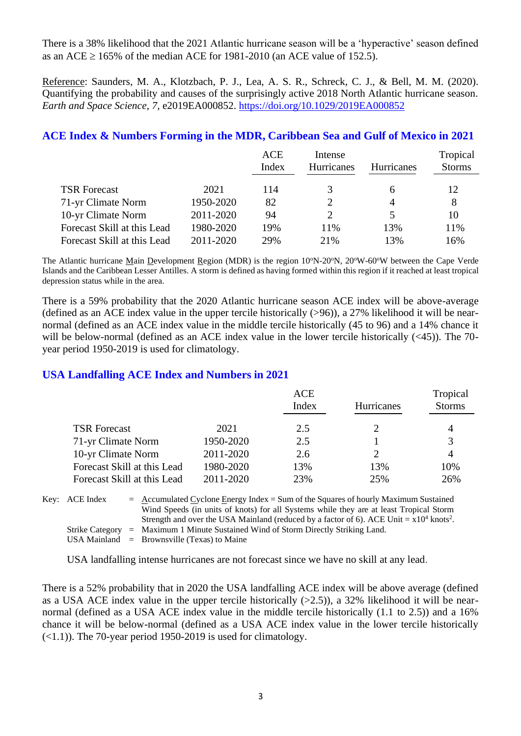There is a 38% likelihood that the 2021 Atlantic hurricane season will be a 'hyperactive' season defined as an ACE ≥ 165% of the median ACE for 1981-2010 (an ACE value of 152.5).

Reference: Saunders, M. A., Klotzbach, P. J., Lea, A. S. R., Schreck, C. J., & Bell, M. M. (2020). Quantifying the probability and causes of the surprisingly active 2018 North Atlantic hurricane season. *Earth and Space Science*, *7*, e2019EA000852. https://doi.org/10.1029/2019EA000852

## ACE Index & Numbers Forming in the MDR, Caribbean Sea and Gulf of Mexico in 2021

| | | ACE Index | Intense Hurricanes | Hurricanes | Tropical Storms |
|---|---|---|---|---|---|
| TSR Forecast | 2021 | 114 | 3 | 6 | 12 |
| 71-yr Climate Norm | 1950-2020 | 82 | 2 | 4 | 8 |
| 10-yr Climate Norm | 2011-2020 | 94 | 2 | 5 | 10 |
| Forecast Skill at this Lead | 1980-2020 | 19% | 11% | 13% | 11% |
| Forecast Skill at this Lead | 2011-2020 | 29% | 21% | 13% | 16% |

The Atlantic hurricane Main Development Region (MDR) is the region 10°N-20°N, 20°W-60°W between the Cape Verde Islands and the Caribbean Lesser Antilles. A storm is defined as having formed within this region if it reached at least tropical depression status while in the area.

There is a 59% probability that the 2020 Atlantic hurricane season ACE index will be above-average (defined as an ACE index value in the upper tercile historically (>96)), a 27% likelihood it will be near-normal (defined as an ACE index value in the middle tercile historically (45 to 96) and a 14% chance it will be below-normal (defined as an ACE index value in the lower tercile historically (<45)). The 70-year period 1950-2019 is used for climatology.

## USA Landfalling ACE Index and Numbers in 2021

| | | ACE Index | Hurricanes | Tropical Storms |
|---|---|---|---|---|
| TSR Forecast | 2021 | 2.5 | 2 | 4 |
| 71-yr Climate Norm | 1950-2020 | 2.5 | 1 | 3 |
| 10-yr Climate Norm | 2011-2020 | 2.6 | 2 | 4 |
| Forecast Skill at this Lead | 1980-2020 | 13% | 13% | 10% |
| Forecast Skill at this Lead | 2011-2020 | 23% | 25% | 26% |

Key: ACE Index = Accumulated Cyclone Energy Index = Sum of the Squares of hourly Maximum Sustained Wind Speeds (in units of knots) for all Systems while they are at least Tropical Storm Strength and over the USA Mainland (reduced by a factor of 6). ACE Unit = $x10^4$ knots$^2$.
Strike Category = Maximum 1 Minute Sustained Wind of Storm Directly Striking Land.
USA Mainland = Brownsville (Texas) to Maine

USA landfalling intense hurricanes are not forecast since we have no skill at any lead.

There is a 52% probability that in 2020 the USA landfalling ACE index will be above average (defined as a USA ACE index value in the upper tercile historically (>2.5)), a 32% likelihood it will be near-normal (defined as a USA ACE index value in the middle tercile historically (1.1 to 2.5)) and a 16% chance it will be below-normal (defined as a USA ACE index value in the lower tercile historically (<1.1)). The 70-year period 1950-2019 is used for climatology.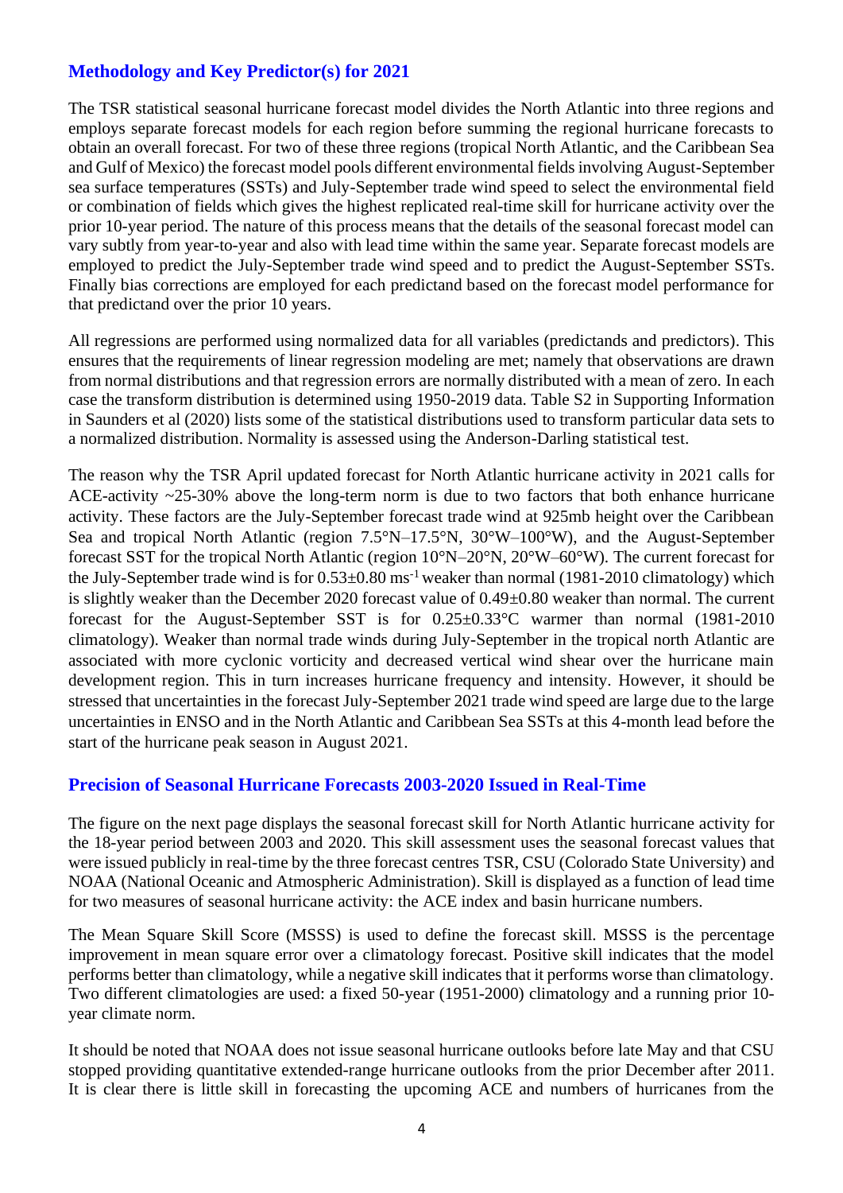## Methodology and Key Predictor(s) for 2021

The TSR statistical seasonal hurricane forecast model divides the North Atlantic into three regions and employs separate forecast models for each region before summing the regional hurricane forecasts to obtain an overall forecast. For two of these three regions (tropical North Atlantic, and the Caribbean Sea and Gulf of Mexico) the forecast model pools different environmental fields involving August-September sea surface temperatures (SSTs) and July-September trade wind speed to select the environmental field or combination of fields which gives the highest replicated real-time skill for hurricane activity over the prior 10-year period. The nature of this process means that the details of the seasonal forecast model can vary subtly from year-to-year and also with lead time within the same year. Separate forecast models are employed to predict the July-September trade wind speed and to predict the August-September SSTs. Finally bias corrections are employed for each predictand based on the forecast model performance for that predictand over the prior 10 years.

All regressions are performed using normalized data for all variables (predictands and predictors). This ensures that the requirements of linear regression modeling are met; namely that observations are drawn from normal distributions and that regression errors are normally distributed with a mean of zero. In each case the transform distribution is determined using 1950-2019 data. Table S2 in Supporting Information in Saunders et al (2020) lists some of the statistical distributions used to transform particular data sets to a normalized distribution. Normality is assessed using the Anderson-Darling statistical test.

The reason why the TSR April updated forecast for North Atlantic hurricane activity in 2021 calls for ACE-activity ~25-30% above the long-term norm is due to two factors that both enhance hurricane activity. These factors are the July-September forecast trade wind at 925mb height over the Caribbean Sea and tropical North Atlantic (region 7.5°N–17.5°N, 30°W–100°W), and the August-September forecast SST for the tropical North Atlantic (region 10°N–20°N, 20°W–60°W). The current forecast for the July-September trade wind is for $0.53\pm0.80$ ms$^{-1}$ weaker than normal (1981-2010 climatology) which is slightly weaker than the December 2020 forecast value of $0.49\pm0.80$ weaker than normal. The current forecast for the August-September SST is for $0.25\pm0.33$°C warmer than normal (1981-2010 climatology). Weaker than normal trade winds during July-September in the tropical north Atlantic are associated with more cyclonic vorticity and decreased vertical wind shear over the hurricane main development region. This in turn increases hurricane frequency and intensity. However, it should be stressed that uncertainties in the forecast July-September 2021 trade wind speed are large due to the large uncertainties in ENSO and in the North Atlantic and Caribbean Sea SSTs at this 4-month lead before the start of the hurricane peak season in August 2021.

## Precision of Seasonal Hurricane Forecasts 2003-2020 Issued in Real-Time

The figure on the next page displays the seasonal forecast skill for North Atlantic hurricane activity for the 18-year period between 2003 and 2020. This skill assessment uses the seasonal forecast values that were issued publicly in real-time by the three forecast centres TSR, CSU (Colorado State University) and NOAA (National Oceanic and Atmospheric Administration). Skill is displayed as a function of lead time for two measures of seasonal hurricane activity: the ACE index and basin hurricane numbers.

The Mean Square Skill Score (MSSS) is used to define the forecast skill. MSSS is the percentage improvement in mean square error over a climatology forecast. Positive skill indicates that the model performs better than climatology, while a negative skill indicates that it performs worse than climatology. Two different climatologies are used: a fixed 50-year (1951-2000) climatology and a running prior 10-year climate norm.

It should be noted that NOAA does not issue seasonal hurricane outlooks before late May and that CSU stopped providing quantitative extended-range hurricane outlooks from the prior December after 2011. It is clear there is little skill in forecasting the upcoming ACE and numbers of hurricanes from the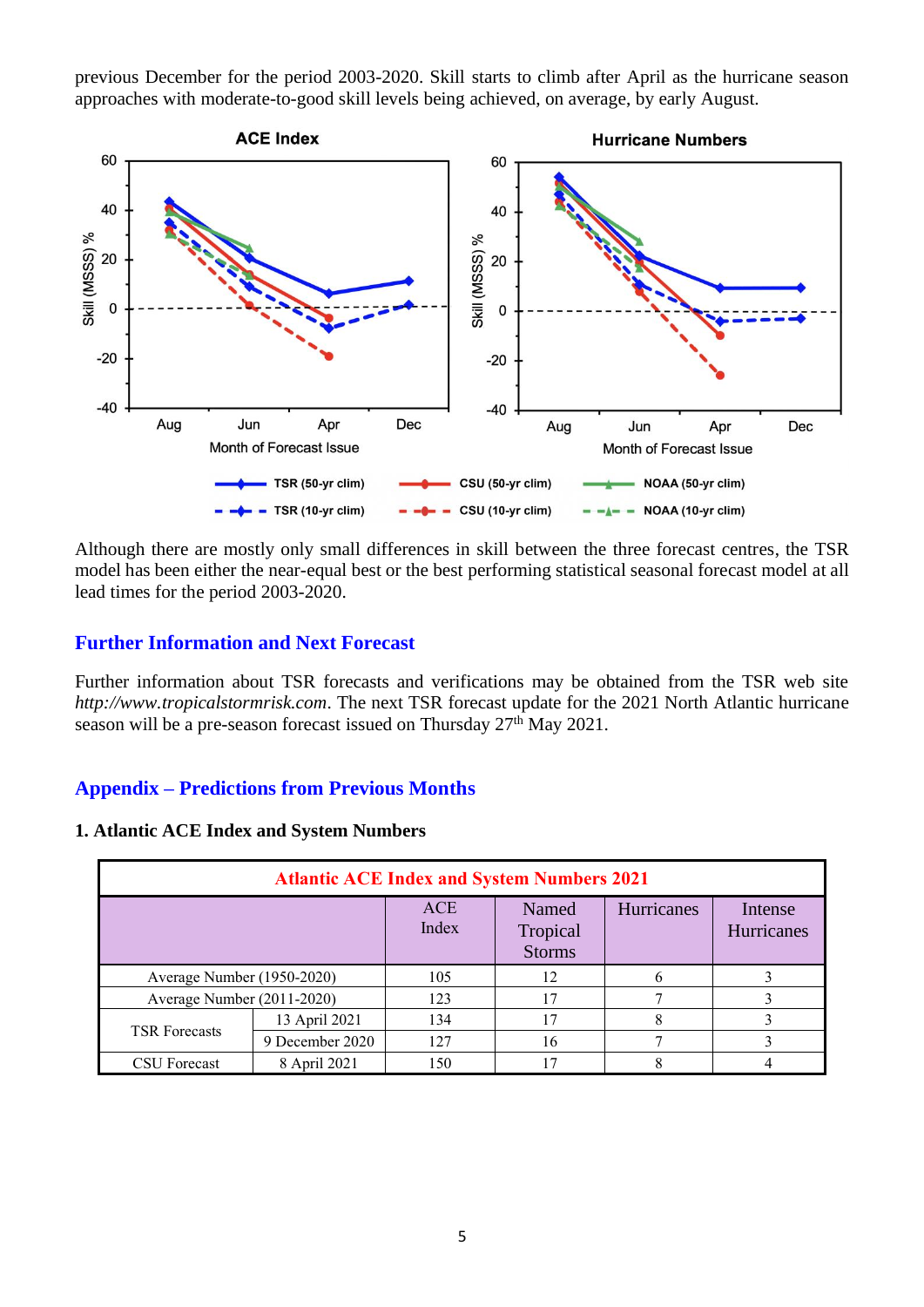previous December for the period 2003-2020. Skill starts to climb after April as the hurricane season approaches with moderate-to-good skill levels being achieved, on average, by early August.

Although there are mostly only small differences in skill between the three forecast centres, the TSR model has been either the near-equal best or the best performing statistical seasonal forecast model at all lead times for the period 2003-2020.

## Further Information and Next Forecast

Further information about TSR forecasts and verifications may be obtained from the TSR web site *http://www.tropicalstormrisk.com*. The next TSR forecast update for the 2021 North Atlantic hurricane season will be a pre-season forecast issued on Thursday 27th May 2021.

## Appendix – Predictions from Previous Months

### 1. Atlantic ACE Index and System Numbers

| Atlantic ACE Index and System Numbers 2021 | | | | | |
|---|---|---|---|---|---|
| | | ACE Index | Named Tropical Storms | Hurricanes | Intense Hurricanes |
| Average Number (1950-2020) | | 105 | 12 | 6 | 3 |
| Average Number (2011-2020) | | 123 | 17 | 7 | 3 |
| TSR Forecasts | 13 April 2021 | 134 | 17 | 8 | 3 |
| | 9 December 2020 | 127 | 16 | 7 | 3 |
| CSU Forecast | 8 April 2021 | 150 | 17 | 8 | 4 |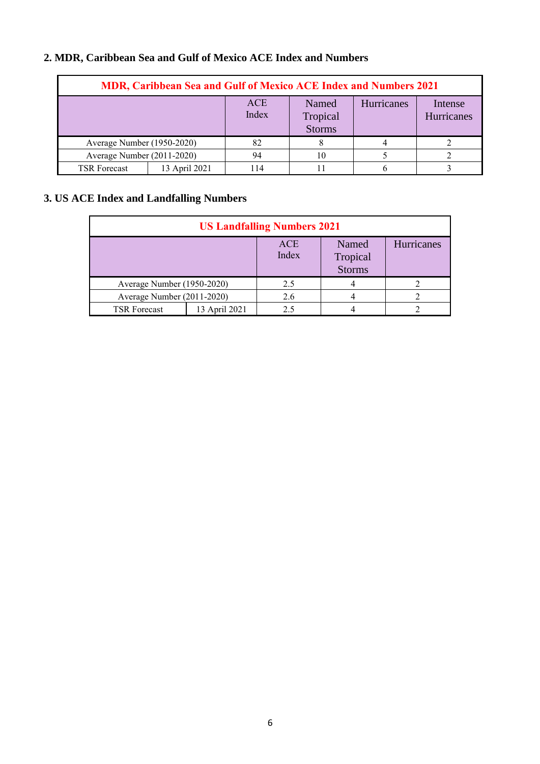## 2. MDR, Caribbean Sea and Gulf of Mexico ACE Index and Numbers

| MDR, Caribbean Sea and Gulf of Mexico ACE Index and Numbers 2021 | | | | | |
|---|---|---|---|---|---|
| | | ACE Index | Named Tropical Storms | Hurricanes | Intense Hurricanes |
| Average Number (1950-2020) | | 82 | 8 | 4 | 2 |
| Average Number (2011-2020) | | 94 | 10 | 5 | 2 |
| TSR Forecast | 13 April 2021 | 114 | 11 | 6 | 3 |

## 3. US ACE Index and Landfalling Numbers

| US Landfalling Numbers 2021 | | | | |
|---|---|---|---|---|
| | | ACE Index | Named Tropical Storms | Hurricanes |
| Average Number (1950-2020) | | 2.5 | 4 | 2 |
| Average Number (2011-2020) | | 2.6 | 4 | 2 |
| TSR Forecast | 13 April 2021 | 2.5 | 4 | 2 |